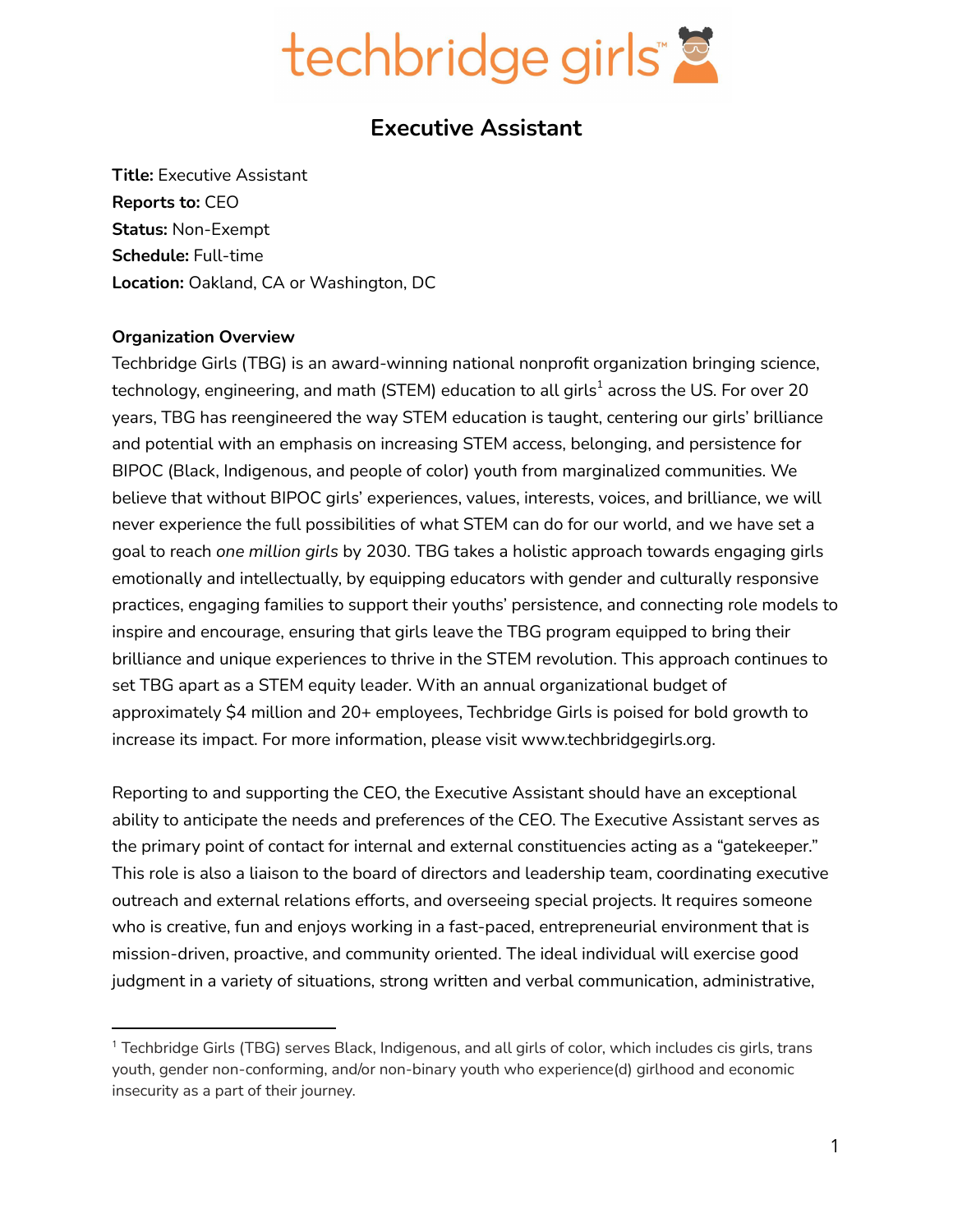# Executive Assistant

**Title:** Executive Assistant
**Reports to:** CEO
**Status:** Non-Exempt
**Schedule:** Full-time
**Location:** Oakland, CA or Washington, DC

**Organization Overview**

Techbridge Girls (TBG) is an award-winning national nonprofit organization bringing science, technology, engineering, and math (STEM) education to all girls[1] across the US. For over 20 years, TBG has reengineered the way STEM education is taught, centering our girls' brilliance and potential with an emphasis on increasing STEM access, belonging, and persistence for BIPOC (Black, Indigenous, and people of color) youth from marginalized communities. We believe that without BIPOC girls' experiences, values, interests, voices, and brilliance, we will never experience the full possibilities of what STEM can do for our world, and we have set a goal to reach *one million girls* by 2030. TBG takes a holistic approach towards engaging girls emotionally and intellectually, by equipping educators with gender and culturally responsive practices, engaging families to support their youths' persistence, and connecting role models to inspire and encourage, ensuring that girls leave the TBG program equipped to bring their brilliance and unique experiences to thrive in the STEM revolution. This approach continues to set TBG apart as a STEM equity leader. With an annual organizational budget of approximately $4 million and 20+ employees, Techbridge Girls is poised for bold growth to increase its impact. For more information, please visit www.techbridgegirls.org.

Reporting to and supporting the CEO, the Executive Assistant should have an exceptional ability to anticipate the needs and preferences of the CEO. The Executive Assistant serves as the primary point of contact for internal and external constituencies acting as a "gatekeeper." This role is also a liaison to the board of directors and leadership team, coordinating executive outreach and external relations efforts, and overseeing special projects. It requires someone who is creative, fun and enjoys working in a fast-paced, entrepreneurial environment that is mission-driven, proactive, and community oriented. The ideal individual will exercise good judgment in a variety of situations, strong written and verbal communication, administrative,

---

[1] Techbridge Girls (TBG) serves Black, Indigenous, and all girls of color, which includes cis girls, trans youth, gender non-conforming, and/or non-binary youth who experience(d) girlhood and economic insecurity as a part of their journey.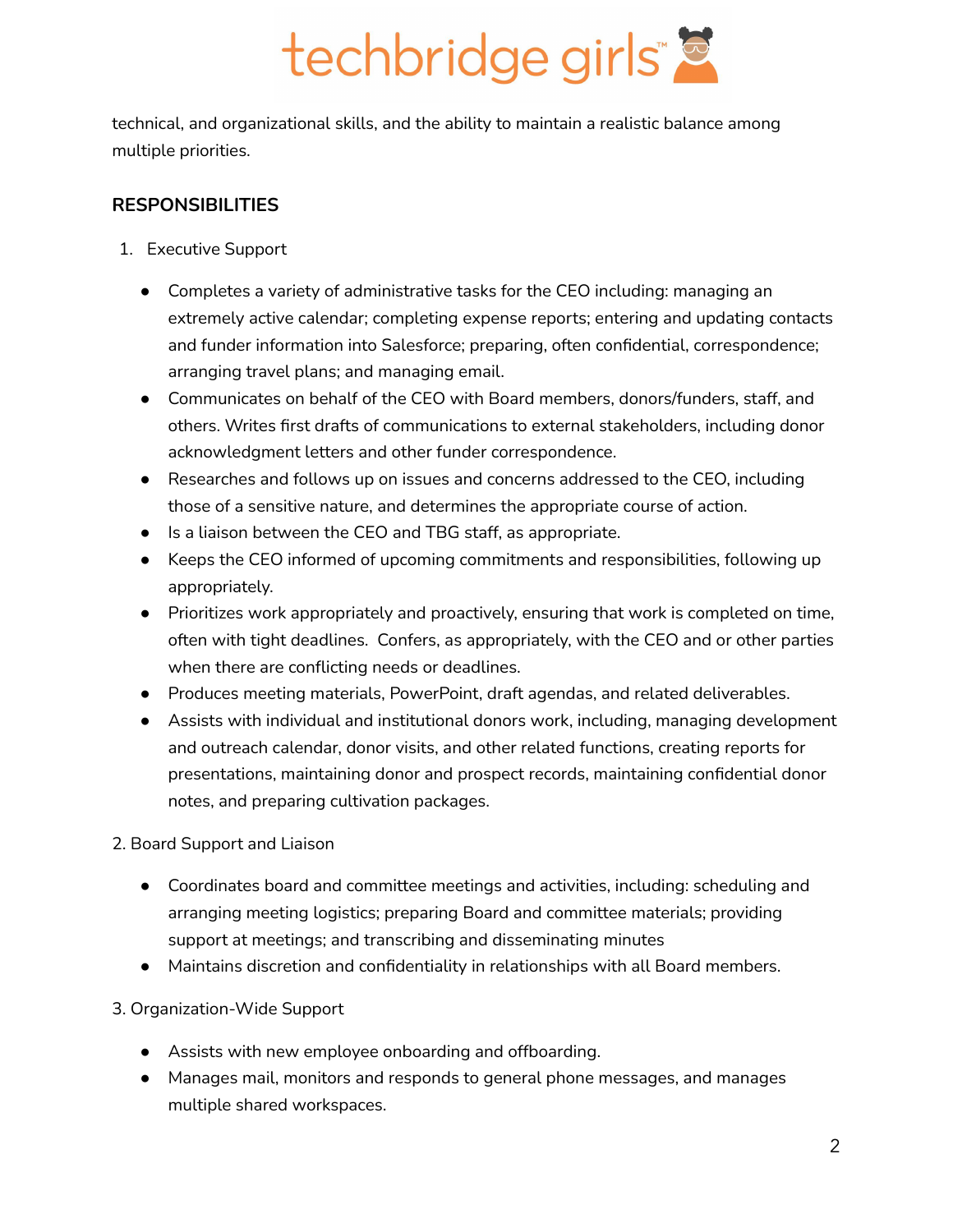technical, and organizational skills, and the ability to maintain a realistic balance among multiple priorities.

## RESPONSIBILITIES

1. Executive Support

- Completes a variety of administrative tasks for the CEO including: managing an extremely active calendar; completing expense reports; entering and updating contacts and funder information into Salesforce; preparing, often confidential, correspondence; arranging travel plans; and managing email.
- Communicates on behalf of the CEO with Board members, donors/funders, staff, and others. Writes first drafts of communications to external stakeholders, including donor acknowledgment letters and other funder correspondence.
- Researches and follows up on issues and concerns addressed to the CEO, including those of a sensitive nature, and determines the appropriate course of action.
- Is a liaison between the CEO and TBG staff, as appropriate.
- Keeps the CEO informed of upcoming commitments and responsibilities, following up appropriately.
- Prioritizes work appropriately and proactively, ensuring that work is completed on time, often with tight deadlines. Confers, as appropriately, with the CEO and or other parties when there are conflicting needs or deadlines.
- Produces meeting materials, PowerPoint, draft agendas, and related deliverables.
- Assists with individual and institutional donors work, including, managing development and outreach calendar, donor visits, and other related functions, creating reports for presentations, maintaining donor and prospect records, maintaining confidential donor notes, and preparing cultivation packages.

2. Board Support and Liaison

- Coordinates board and committee meetings and activities, including: scheduling and arranging meeting logistics; preparing Board and committee materials; providing support at meetings; and transcribing and disseminating minutes
- Maintains discretion and confidentiality in relationships with all Board members.

3. Organization-Wide Support

- Assists with new employee onboarding and offboarding.
- Manages mail, monitors and responds to general phone messages, and manages multiple shared workspaces.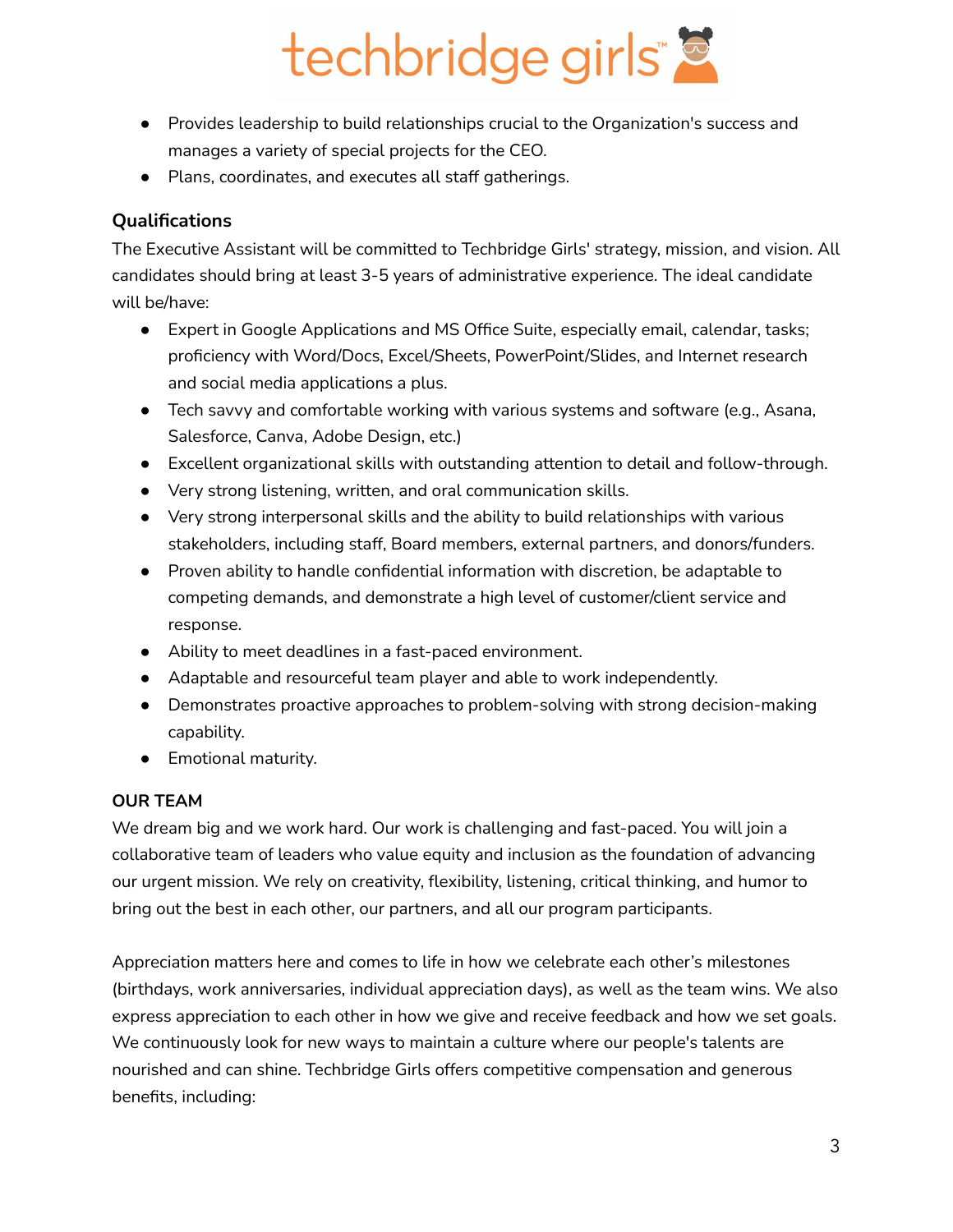- Provides leadership to build relationships crucial to the Organization's success and manages a variety of special projects for the CEO.
- Plans, coordinates, and executes all staff gatherings.

### Qualifications

The Executive Assistant will be committed to Techbridge Girls' strategy, mission, and vision. All candidates should bring at least 3-5 years of administrative experience. The ideal candidate will be/have:

- Expert in Google Applications and MS Office Suite, especially email, calendar, tasks; proficiency with Word/Docs, Excel/Sheets, PowerPoint/Slides, and Internet research and social media applications a plus.
- Tech savvy and comfortable working with various systems and software (e.g., Asana, Salesforce, Canva, Adobe Design, etc.)
- Excellent organizational skills with outstanding attention to detail and follow-through.
- Very strong listening, written, and oral communication skills.
- Very strong interpersonal skills and the ability to build relationships with various stakeholders, including staff, Board members, external partners, and donors/funders.
- Proven ability to handle confidential information with discretion, be adaptable to competing demands, and demonstrate a high level of customer/client service and response.
- Ability to meet deadlines in a fast-paced environment.
- Adaptable and resourceful team player and able to work independently.
- Demonstrates proactive approaches to problem-solving with strong decision-making capability.
- Emotional maturity.

### OUR TEAM

We dream big and we work hard. Our work is challenging and fast-paced. You will join a collaborative team of leaders who value equity and inclusion as the foundation of advancing our urgent mission. We rely on creativity, flexibility, listening, critical thinking, and humor to bring out the best in each other, our partners, and all our program participants.

Appreciation matters here and comes to life in how we celebrate each other's milestones (birthdays, work anniversaries, individual appreciation days), as well as the team wins. We also express appreciation to each other in how we give and receive feedback and how we set goals. We continuously look for new ways to maintain a culture where our people's talents are nourished and can shine. Techbridge Girls offers competitive compensation and generous benefits, including: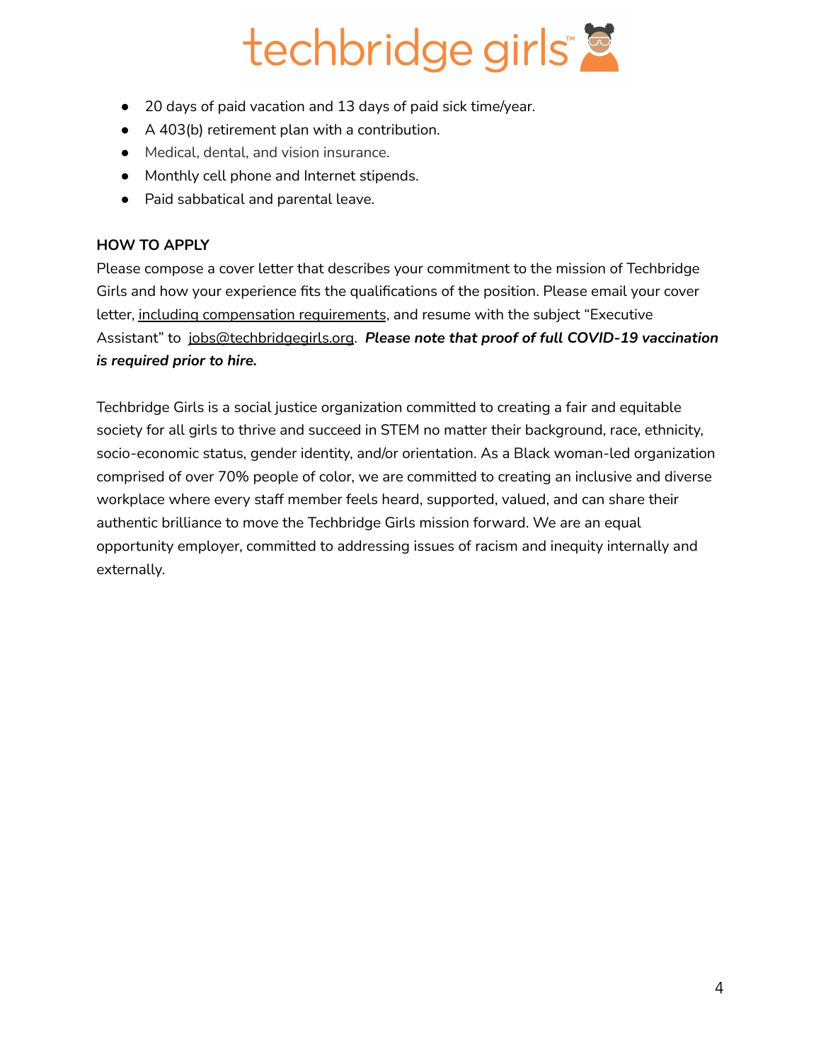- 20 days of paid vacation and 13 days of paid sick time/year.
- A 403(b) retirement plan with a contribution.
- Medical, dental, and vision insurance.
- Monthly cell phone and Internet stipends.
- Paid sabbatical and parental leave.

**HOW TO APPLY**

Please compose a cover letter that describes your commitment to the mission of Techbridge Girls and how your experience fits the qualifications of the position. Please email your cover letter, including compensation requirements, and resume with the subject "Executive Assistant" to jobs@techbridgegirls.org. ***Please note that proof of full COVID-19 vaccination is required prior to hire.***

Techbridge Girls is a social justice organization committed to creating a fair and equitable society for all girls to thrive and succeed in STEM no matter their background, race, ethnicity, socio-economic status, gender identity, and/or orientation. As a Black woman-led organization comprised of over 70% people of color, we are committed to creating an inclusive and diverse workplace where every staff member feels heard, supported, valued, and can share their authentic brilliance to move the Techbridge Girls mission forward. We are an equal opportunity employer, committed to addressing issues of racism and inequity internally and externally.